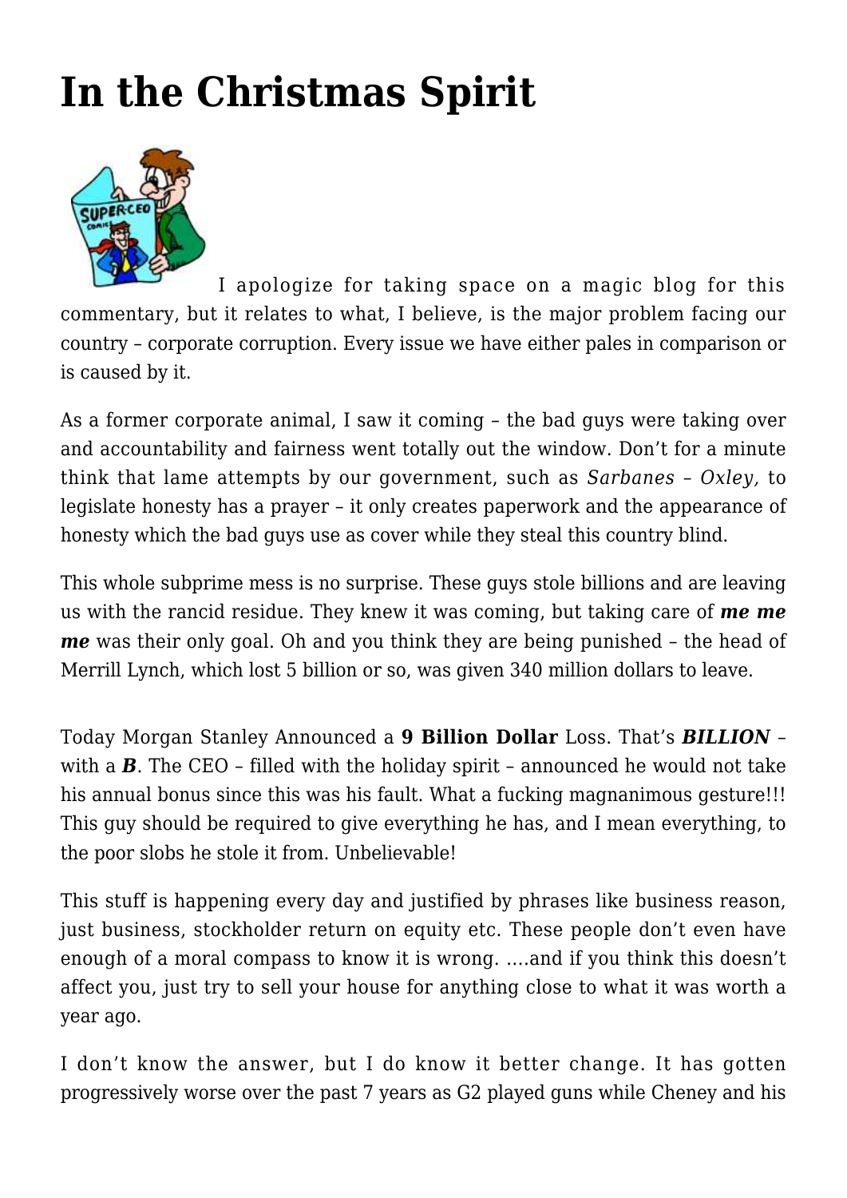# In the Christmas Spirit

I apologize for taking space on a magic blog for this commentary, but it relates to what, I believe, is the major problem facing our country – corporate corruption. Every issue we have either pales in comparison or is caused by it.

As a former corporate animal, I saw it coming – the bad guys were taking over and accountability and fairness went totally out the window. Don't for a minute think that lame attempts by our government, such as *Sarbanes – Oxley,* to legislate honesty has a prayer – it only creates paperwork and the appearance of honesty which the bad guys use as cover while they steal this country blind.

This whole subprime mess is no surprise. These guys stole billions and are leaving us with the rancid residue. They knew it was coming, but taking care of ***me me me*** was their only goal. Oh and you think they are being punished – the head of Merrill Lynch, which lost 5 billion or so, was given 340 million dollars to leave.

Today Morgan Stanley Announced a **9 Billion Dollar** Loss. That's ***BILLION*** – with a ***B***. The CEO – filled with the holiday spirit – announced he would not take his annual bonus since this was his fault. What a fucking magnanimous gesture!!! This guy should be required to give everything he has, and I mean everything, to the poor slobs he stole it from. Unbelievable!

This stuff is happening every day and justified by phrases like business reason, just business, stockholder return on equity etc. These people don't even have enough of a moral compass to know it is wrong. ….and if you think this doesn't affect you, just try to sell your house for anything close to what it was worth a year ago.

I don't know the answer, but I do know it better change. It has gotten progressively worse over the past 7 years as G2 played guns while Cheney and his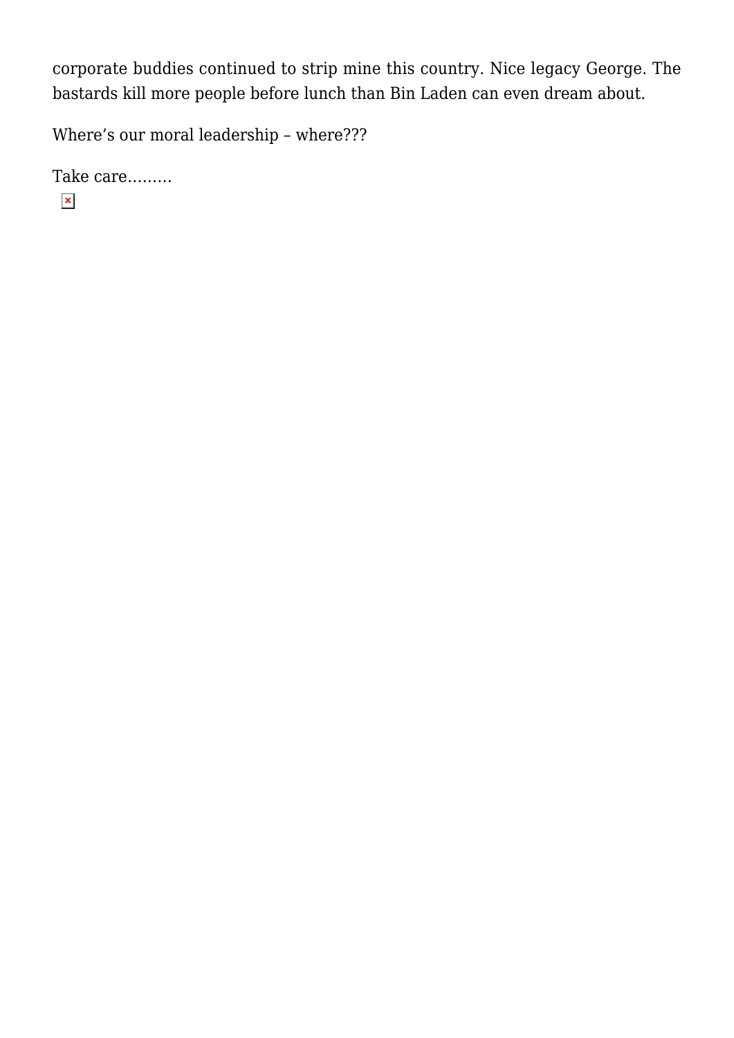corporate buddies continued to strip mine this country. Nice legacy George. The bastards kill more people before lunch than Bin Laden can even dream about.

Where’s our moral leadership – where???

Take care………